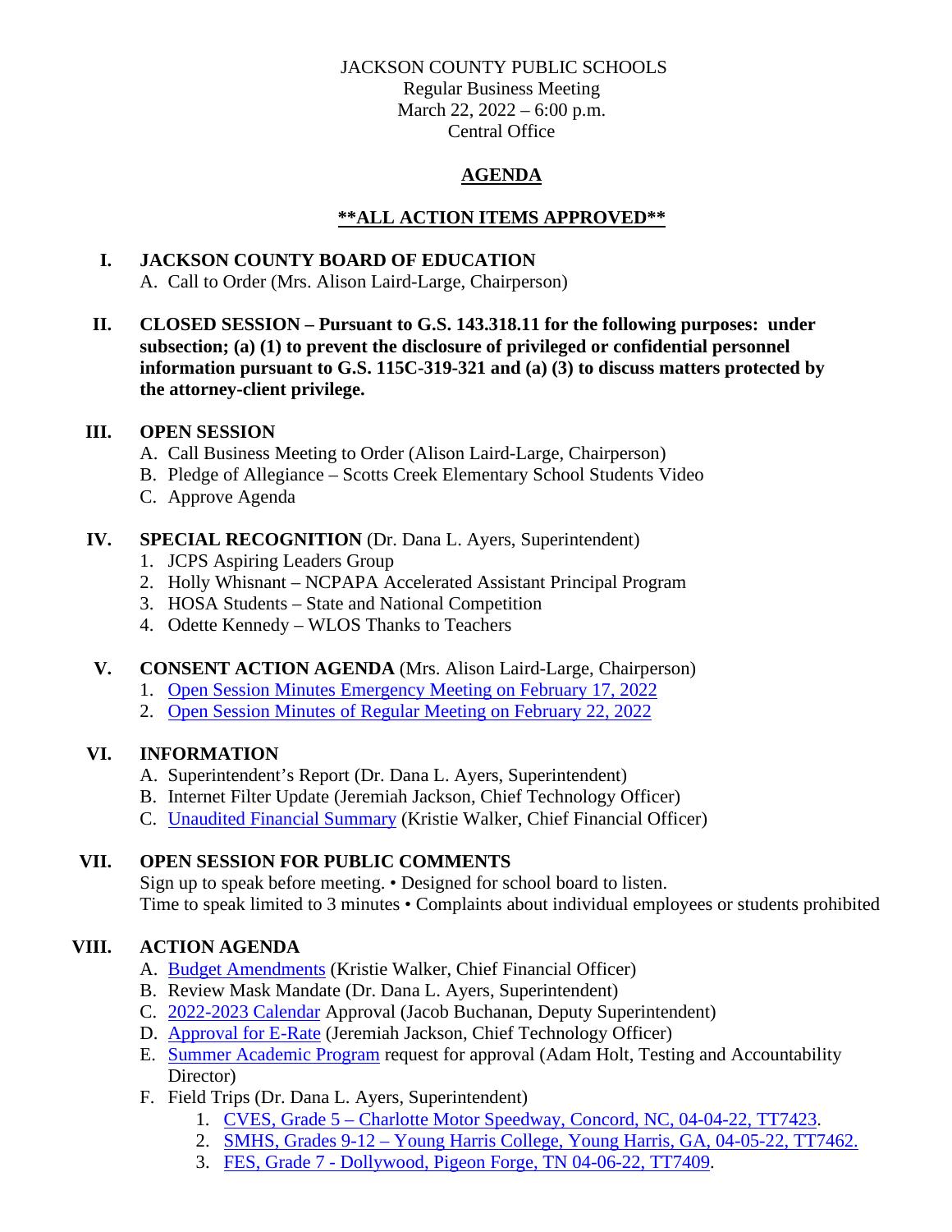JACKSON COUNTY PUBLIC SCHOOLS
Regular Business Meeting
March 22, 2022 – 6:00 p.m.
Central Office

# AGENDA

## **ALL ACTION ITEMS APPROVED**

**I. JACKSON COUNTY BOARD OF EDUCATION**

A. Call to Order (Mrs. Alison Laird-Large, Chairperson)

**II. CLOSED SESSION – Pursuant to G.S. 143.318.11 for the following purposes: under subsection; (a) (1) to prevent the disclosure of privileged or confidential personnel information pursuant to G.S. 115C-319-321 and (a) (3) to discuss matters protected by the attorney-client privilege.**

**III. OPEN SESSION**

A. Call Business Meeting to Order (Alison Laird-Large, Chairperson)
B. Pledge of Allegiance – Scotts Creek Elementary School Students Video
C. Approve Agenda

**IV. SPECIAL RECOGNITION** (Dr. Dana L. Ayers, Superintendent)

1. JCPS Aspiring Leaders Group
2. Holly Whisnant – NCPAPA Accelerated Assistant Principal Program
3. HOSA Students – State and National Competition
4. Odette Kennedy – WLOS Thanks to Teachers

**V. CONSENT ACTION AGENDA** (Mrs. Alison Laird-Large, Chairperson)

1. Open Session Minutes Emergency Meeting on February 17, 2022
2. Open Session Minutes of Regular Meeting on February 22, 2022

**VI. INFORMATION**

A. Superintendent's Report (Dr. Dana L. Ayers, Superintendent)
B. Internet Filter Update (Jeremiah Jackson, Chief Technology Officer)
C. Unaudited Financial Summary (Kristie Walker, Chief Financial Officer)

**VII. OPEN SESSION FOR PUBLIC COMMENTS**

Sign up to speak before meeting. • Designed for school board to listen.
Time to speak limited to 3 minutes • Complaints about individual employees or students prohibited

**VIII. ACTION AGENDA**

A. Budget Amendments (Kristie Walker, Chief Financial Officer)
B. Review Mask Mandate (Dr. Dana L. Ayers, Superintendent)
C. 2022-2023 Calendar Approval (Jacob Buchanan, Deputy Superintendent)
D. Approval for E-Rate (Jeremiah Jackson, Chief Technology Officer)
E. Summer Academic Program request for approval (Adam Holt, Testing and Accountability Director)
F. Field Trips (Dr. Dana L. Ayers, Superintendent)
   1. CVES, Grade 5 – Charlotte Motor Speedway, Concord, NC, 04-04-22, TT7423.
   2. SMHS, Grades 9-12 – Young Harris College, Young Harris, GA, 04-05-22, TT7462.
   3. FES, Grade 7 - Dollywood, Pigeon Forge, TN 04-06-22, TT7409.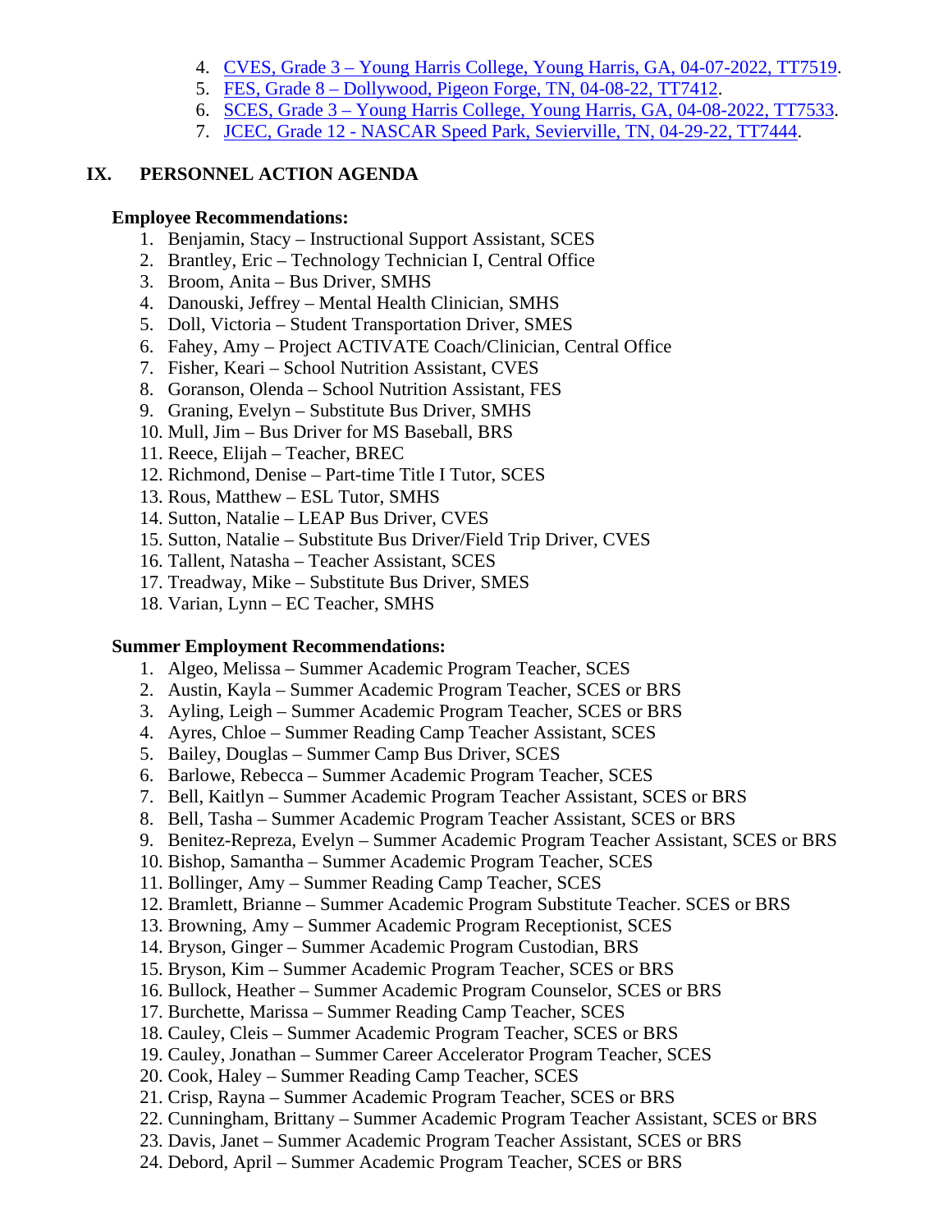4. [CVES, Grade 3 – Young Harris College, Young Harris, GA, 04-07-2022, TT7519](#).
5. [FES, Grade 8 – Dollywood, Pigeon Forge, TN, 04-08-22, TT7412](#).
6. [SCES, Grade 3 – Young Harris College, Young Harris, GA, 04-08-2022, TT7533](#).
7. [JCEC, Grade 12 - NASCAR Speed Park, Sevierville, TN, 04-29-22, TT7444](#).

## IX. PERSONNEL ACTION AGENDA

**Employee Recommendations:**

1. Benjamin, Stacy – Instructional Support Assistant, SCES
2. Brantley, Eric – Technology Technician I, Central Office
3. Broom, Anita – Bus Driver, SMHS
4. Danouski, Jeffrey – Mental Health Clinician, SMHS
5. Doll, Victoria – Student Transportation Driver, SMES
6. Fahey, Amy – Project ACTIVATE Coach/Clinician, Central Office
7. Fisher, Keari – School Nutrition Assistant, CVES
8. Goranson, Olenda – School Nutrition Assistant, FES
9. Graning, Evelyn – Substitute Bus Driver, SMHS
10. Mull, Jim – Bus Driver for MS Baseball, BRS
11. Reece, Elijah – Teacher, BREC
12. Richmond, Denise – Part-time Title I Tutor, SCES
13. Rous, Matthew – ESL Tutor, SMHS
14. Sutton, Natalie – LEAP Bus Driver, CVES
15. Sutton, Natalie – Substitute Bus Driver/Field Trip Driver, CVES
16. Tallent, Natasha – Teacher Assistant, SCES
17. Treadway, Mike – Substitute Bus Driver, SMES
18. Varian, Lynn – EC Teacher, SMHS

**Summer Employment Recommendations:**

1. Algeo, Melissa – Summer Academic Program Teacher, SCES
2. Austin, Kayla – Summer Academic Program Teacher, SCES or BRS
3. Ayling, Leigh – Summer Academic Program Teacher, SCES or BRS
4. Ayres, Chloe – Summer Reading Camp Teacher Assistant, SCES
5. Bailey, Douglas – Summer Camp Bus Driver, SCES
6. Barlowe, Rebecca – Summer Academic Program Teacher, SCES
7. Bell, Kaitlyn – Summer Academic Program Teacher Assistant, SCES or BRS
8. Bell, Tasha – Summer Academic Program Teacher Assistant, SCES or BRS
9. Benitez-Repreza, Evelyn – Summer Academic Program Teacher Assistant, SCES or BRS
10. Bishop, Samantha – Summer Academic Program Teacher, SCES
11. Bollinger, Amy – Summer Reading Camp Teacher, SCES
12. Bramlett, Brianne – Summer Academic Program Substitute Teacher. SCES or BRS
13. Browning, Amy – Summer Academic Program Receptionist, SCES
14. Bryson, Ginger – Summer Academic Program Custodian, BRS
15. Bryson, Kim – Summer Academic Program Teacher, SCES or BRS
16. Bullock, Heather – Summer Academic Program Counselor, SCES or BRS
17. Burchette, Marissa – Summer Reading Camp Teacher, SCES
18. Cauley, Cleis – Summer Academic Program Teacher, SCES or BRS
19. Cauley, Jonathan – Summer Career Accelerator Program Teacher, SCES
20. Cook, Haley – Summer Reading Camp Teacher, SCES
21. Crisp, Rayna – Summer Academic Program Teacher, SCES or BRS
22. Cunningham, Brittany – Summer Academic Program Teacher Assistant, SCES or BRS
23. Davis, Janet – Summer Academic Program Teacher Assistant, SCES or BRS
24. Debord, April – Summer Academic Program Teacher, SCES or BRS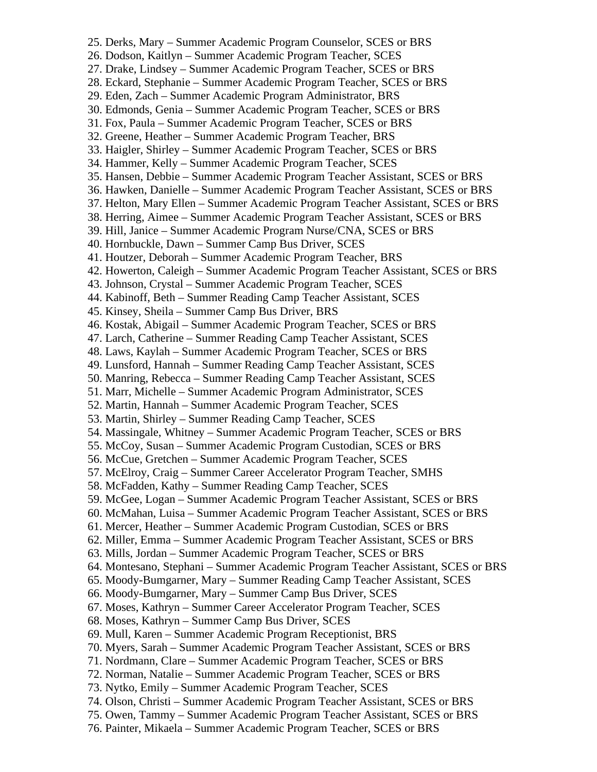25. Derks, Mary – Summer Academic Program Counselor, SCES or BRS
26. Dodson, Kaitlyn – Summer Academic Program Teacher, SCES
27. Drake, Lindsey – Summer Academic Program Teacher, SCES or BRS
28. Eckard, Stephanie – Summer Academic Program Teacher, SCES or BRS
29. Eden, Zach – Summer Academic Program Administrator, BRS
30. Edmonds, Genia – Summer Academic Program Teacher, SCES or BRS
31. Fox, Paula – Summer Academic Program Teacher, SCES or BRS
32. Greene, Heather – Summer Academic Program Teacher, BRS
33. Haigler, Shirley – Summer Academic Program Teacher, SCES or BRS
34. Hammer, Kelly – Summer Academic Program Teacher, SCES
35. Hansen, Debbie – Summer Academic Program Teacher Assistant, SCES or BRS
36. Hawken, Danielle – Summer Academic Program Teacher Assistant, SCES or BRS
37. Helton, Mary Ellen – Summer Academic Program Teacher Assistant, SCES or BRS
38. Herring, Aimee – Summer Academic Program Teacher Assistant, SCES or BRS
39. Hill, Janice – Summer Academic Program Nurse/CNA, SCES or BRS
40. Hornbuckle, Dawn – Summer Camp Bus Driver, SCES
41. Houtzer, Deborah – Summer Academic Program Teacher, BRS
42. Howerton, Caleigh – Summer Academic Program Teacher Assistant, SCES or BRS
43. Johnson, Crystal – Summer Academic Program Teacher, SCES
44. Kabinoff, Beth – Summer Reading Camp Teacher Assistant, SCES
45. Kinsey, Sheila – Summer Camp Bus Driver, BRS
46. Kostak, Abigail – Summer Academic Program Teacher, SCES or BRS
47. Larch, Catherine – Summer Reading Camp Teacher Assistant, SCES
48. Laws, Kaylah – Summer Academic Program Teacher, SCES or BRS
49. Lunsford, Hannah – Summer Reading Camp Teacher Assistant, SCES
50. Manring, Rebecca – Summer Reading Camp Teacher Assistant, SCES
51. Marr, Michelle – Summer Academic Program Administrator, SCES
52. Martin, Hannah – Summer Academic Program Teacher, SCES
53. Martin, Shirley – Summer Reading Camp Teacher, SCES
54. Massingale, Whitney – Summer Academic Program Teacher, SCES or BRS
55. McCoy, Susan – Summer Academic Program Custodian, SCES or BRS
56. McCue, Gretchen – Summer Academic Program Teacher, SCES
57. McElroy, Craig – Summer Career Accelerator Program Teacher, SMHS
58. McFadden, Kathy – Summer Reading Camp Teacher, SCES
59. McGee, Logan – Summer Academic Program Teacher Assistant, SCES or BRS
60. McMahan, Luisa – Summer Academic Program Teacher Assistant, SCES or BRS
61. Mercer, Heather – Summer Academic Program Custodian, SCES or BRS
62. Miller, Emma – Summer Academic Program Teacher Assistant, SCES or BRS
63. Mills, Jordan – Summer Academic Program Teacher, SCES or BRS
64. Montesano, Stephani – Summer Academic Program Teacher Assistant, SCES or BRS
65. Moody-Bumgarner, Mary – Summer Reading Camp Teacher Assistant, SCES
66. Moody-Bumgarner, Mary – Summer Camp Bus Driver, SCES
67. Moses, Kathryn – Summer Career Accelerator Program Teacher, SCES
68. Moses, Kathryn – Summer Camp Bus Driver, SCES
69. Mull, Karen – Summer Academic Program Receptionist, BRS
70. Myers, Sarah – Summer Academic Program Teacher Assistant, SCES or BRS
71. Nordmann, Clare – Summer Academic Program Teacher, SCES or BRS
72. Norman, Natalie – Summer Academic Program Teacher, SCES or BRS
73. Nytko, Emily – Summer Academic Program Teacher, SCES
74. Olson, Christi – Summer Academic Program Teacher Assistant, SCES or BRS
75. Owen, Tammy – Summer Academic Program Teacher Assistant, SCES or BRS
76. Painter, Mikaela – Summer Academic Program Teacher, SCES or BRS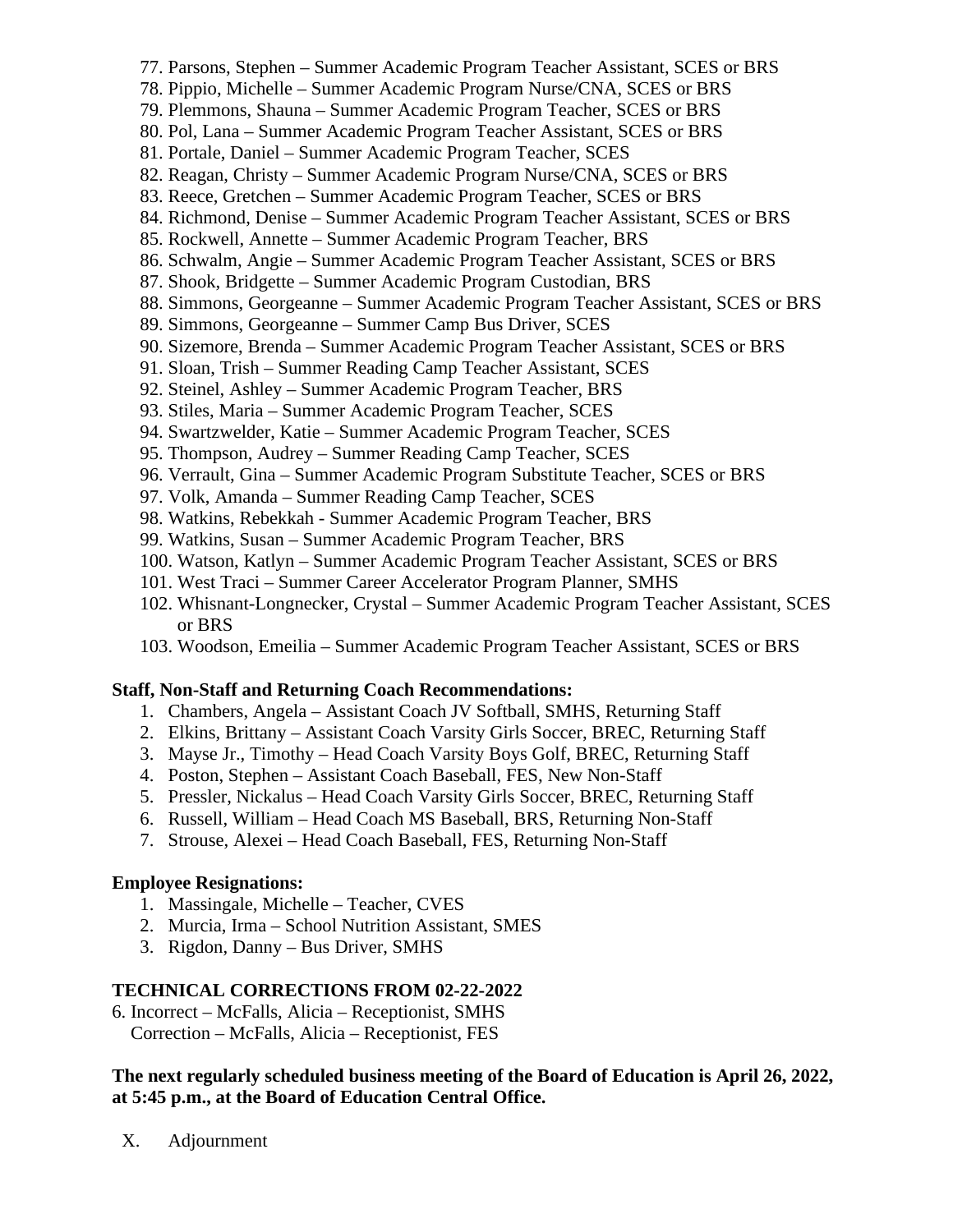77. Parsons, Stephen – Summer Academic Program Teacher Assistant, SCES or BRS
78. Pippio, Michelle – Summer Academic Program Nurse/CNA, SCES or BRS
79. Plemmons, Shauna – Summer Academic Program Teacher, SCES or BRS
80. Pol, Lana – Summer Academic Program Teacher Assistant, SCES or BRS
81. Portale, Daniel – Summer Academic Program Teacher, SCES
82. Reagan, Christy – Summer Academic Program Nurse/CNA, SCES or BRS
83. Reece, Gretchen – Summer Academic Program Teacher, SCES or BRS
84. Richmond, Denise – Summer Academic Program Teacher Assistant, SCES or BRS
85. Rockwell, Annette – Summer Academic Program Teacher, BRS
86. Schwalm, Angie – Summer Academic Program Teacher Assistant, SCES or BRS
87. Shook, Bridgette – Summer Academic Program Custodian, BRS
88. Simmons, Georgeanne – Summer Academic Program Teacher Assistant, SCES or BRS
89. Simmons, Georgeanne – Summer Camp Bus Driver, SCES
90. Sizemore, Brenda – Summer Academic Program Teacher Assistant, SCES or BRS
91. Sloan, Trish – Summer Reading Camp Teacher Assistant, SCES
92. Steinel, Ashley – Summer Academic Program Teacher, BRS
93. Stiles, Maria – Summer Academic Program Teacher, SCES
94. Swartzwelder, Katie – Summer Academic Program Teacher, SCES
95. Thompson, Audrey – Summer Reading Camp Teacher, SCES
96. Verrault, Gina – Summer Academic Program Substitute Teacher, SCES or BRS
97. Volk, Amanda – Summer Reading Camp Teacher, SCES
98. Watkins, Rebekkah - Summer Academic Program Teacher, BRS
99. Watkins, Susan – Summer Academic Program Teacher, BRS
100. Watson, Katlyn – Summer Academic Program Teacher Assistant, SCES or BRS
101. West Traci – Summer Career Accelerator Program Planner, SMHS
102. Whisnant-Longnecker, Crystal – Summer Academic Program Teacher Assistant, SCES or BRS
103. Woodson, Emeilia – Summer Academic Program Teacher Assistant, SCES or BRS

**Staff, Non-Staff and Returning Coach Recommendations:**

1. Chambers, Angela – Assistant Coach JV Softball, SMHS, Returning Staff
2. Elkins, Brittany – Assistant Coach Varsity Girls Soccer, BREC, Returning Staff
3. Mayse Jr., Timothy – Head Coach Varsity Boys Golf, BREC, Returning Staff
4. Poston, Stephen – Assistant Coach Baseball, FES, New Non-Staff
5. Pressler, Nickalus – Head Coach Varsity Girls Soccer, BREC, Returning Staff
6. Russell, William – Head Coach MS Baseball, BRS, Returning Non-Staff
7. Strouse, Alexei – Head Coach Baseball, FES, Returning Non-Staff

**Employee Resignations:**

1. Massingale, Michelle – Teacher, CVES
2. Murcia, Irma – School Nutrition Assistant, SMES
3. Rigdon, Danny – Bus Driver, SMHS

**TECHNICAL CORRECTIONS FROM 02-22-2022**

6. Incorrect – McFalls, Alicia – Receptionist, SMHS
   Correction – McFalls, Alicia – Receptionist, FES

**The next regularly scheduled business meeting of the Board of Education is April 26, 2022, at 5:45 p.m., at the Board of Education Central Office.**

X. Adjournment